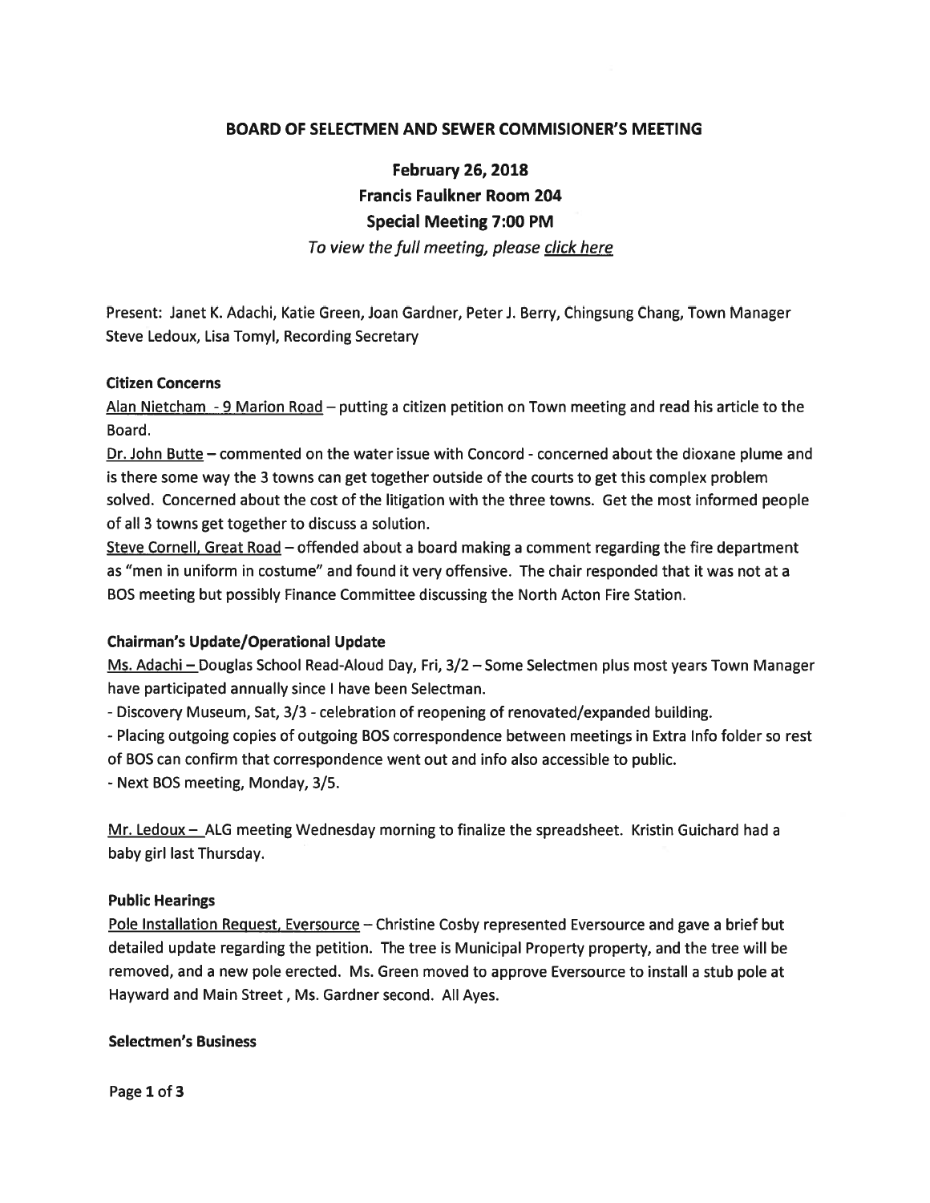# BOARD OF SELECTMEN AND SEWER COMMISIONER'S MEETING

## February 26, 2018
## Francis Faulkner Room 204
## Special Meeting 7:00 PM

*To view the full meeting, please click here*

Present: Janet K. Adachi, Katie Green, Joan Gardner, Peter J. Berry, Chingsung Chang, Town Manager Steve Ledoux, Lisa Tomyl, Recording Secretary

### Citizen Concerns

Alan Nietcham - 9 Marion Road – putting a citizen petition on Town meeting and read his article to the Board.

Dr. John Butte – commented on the water issue with Concord - concerned about the dioxane plume and is there some way the 3 towns can get together outside of the courts to get this complex problem solved. Concerned about the cost of the litigation with the three towns. Get the most informed people of all 3 towns get together to discuss a solution.

Steve Cornell, Great Road – offended about a board making a comment regarding the fire department as "men in uniform in costume" and found it very offensive. The chair responded that it was not at a BOS meeting but possibly Finance Committee discussing the North Acton Fire Station.

### Chairman's Update/Operational Update

Ms. Adachi – Douglas School Read-Aloud Day, Fri, 3/2 – Some Selectmen plus most years Town Manager have participated annually since I have been Selectman.

- Discovery Museum, Sat, 3/3 - celebration of reopening of renovated/expanded building.
- Placing outgoing copies of outgoing BOS correspondence between meetings in Extra Info folder so rest of BOS can confirm that correspondence went out and info also accessible to public.
- Next BOS meeting, Monday, 3/5.

Mr. Ledoux – ALG meeting Wednesday morning to finalize the spreadsheet. Kristin Guichard had a baby girl last Thursday.

### Public Hearings

Pole Installation Request, Eversource – Christine Cosby represented Eversource and gave a brief but detailed update regarding the petition. The tree is Municipal Property property, and the tree will be removed, and a new pole erected. Ms. Green moved to approve Eversource to install a stub pole at Hayward and Main Street , Ms. Gardner second. All Ayes.

### Selectmen's Business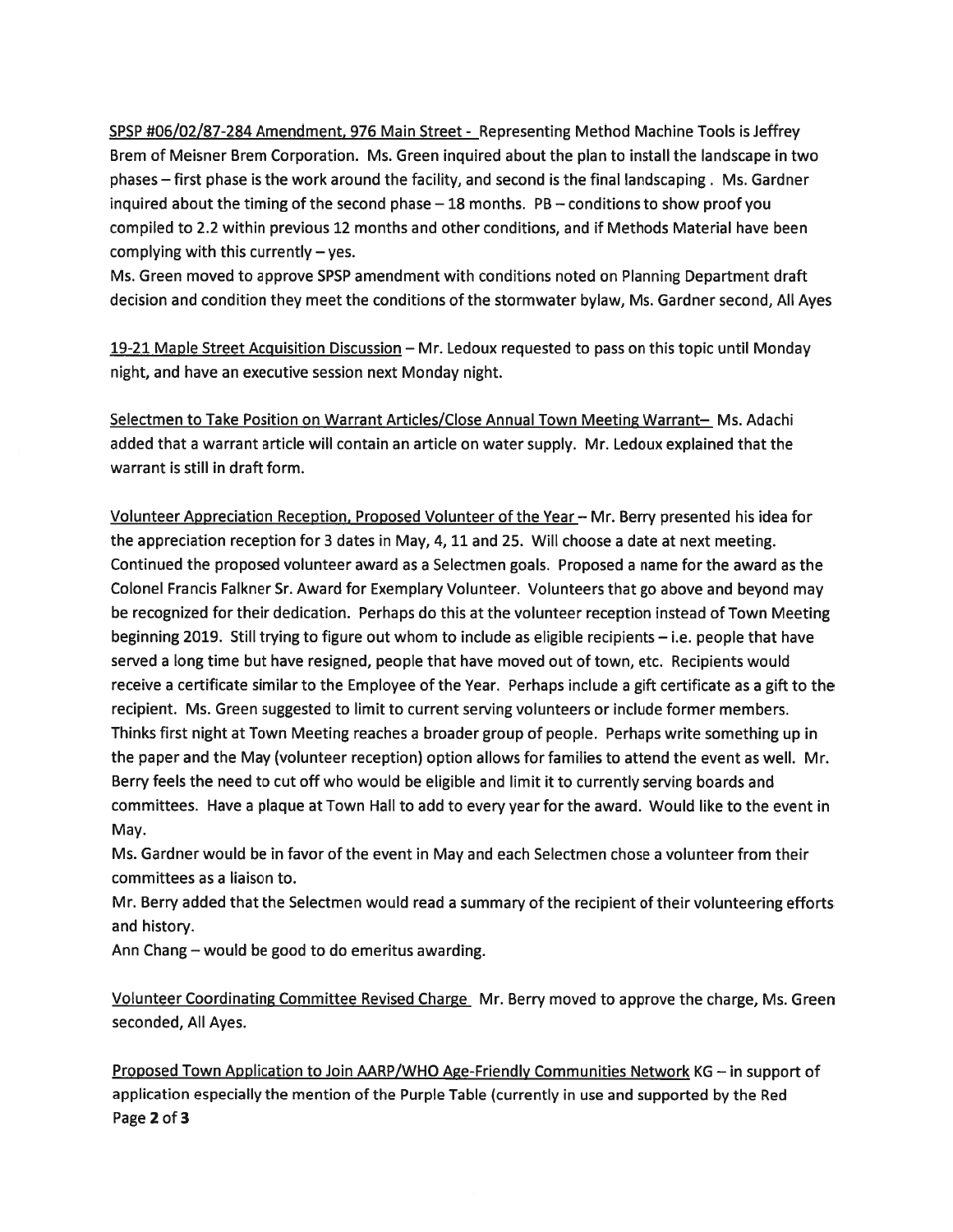SPSP #06/02/87-284 Amendment, 976 Main Street - Representing Method Machine Tools is Jeffrey Brem of Meisner Brem Corporation. Ms. Green inquired about the plan to install the landscape in two phases – first phase is the work around the facility, and second is the final landscaping . Ms. Gardner inquired about the timing of the second phase – 18 months. PB – conditions to show proof you compiled to 2.2 within previous 12 months and other conditions, and if Methods Material have been complying with this currently – yes.

Ms. Green moved to approve SPSP amendment with conditions noted on Planning Department draft decision and condition they meet the conditions of the stormwater bylaw, Ms. Gardner second, All Ayes

19-21 Maple Street Acquisition Discussion – Mr. Ledoux requested to pass on this topic until Monday night, and have an executive session next Monday night.

Selectmen to Take Position on Warrant Articles/Close Annual Town Meeting Warrant– Ms. Adachi added that a warrant article will contain an article on water supply. Mr. Ledoux explained that the warrant is still in draft form.

Volunteer Appreciation Reception, Proposed Volunteer of the Year – Mr. Berry presented his idea for the appreciation reception for 3 dates in May, 4, 11 and 25. Will choose a date at next meeting. Continued the proposed volunteer award as a Selectmen goals. Proposed a name for the award as the Colonel Francis Falkner Sr. Award for Exemplary Volunteer. Volunteers that go above and beyond may be recognized for their dedication. Perhaps do this at the volunteer reception instead of Town Meeting beginning 2019. Still trying to figure out whom to include as eligible recipients – i.e. people that have served a long time but have resigned, people that have moved out of town, etc. Recipients would receive a certificate similar to the Employee of the Year. Perhaps include a gift certificate as a gift to the recipient. Ms. Green suggested to limit to current serving volunteers or include former members. Thinks first night at Town Meeting reaches a broader group of people. Perhaps write something up in the paper and the May (volunteer reception) option allows for families to attend the event as well. Mr. Berry feels the need to cut off who would be eligible and limit it to currently serving boards and committees. Have a plaque at Town Hall to add to every year for the award. Would like to the event in May.

Ms. Gardner would be in favor of the event in May and each Selectmen chose a volunteer from their committees as a liaison to.

Mr. Berry added that the Selectmen would read a summary of the recipient of their volunteering efforts and history.

Ann Chang – would be good to do emeritus awarding.

Volunteer Coordinating Committee Revised Charge Mr. Berry moved to approve the charge, Ms. Green seconded, All Ayes.

Proposed Town Application to Join AARP/WHO Age-Friendly Communities Network KG – in support of application especially the mention of the Purple Table (currently in use and supported by the Red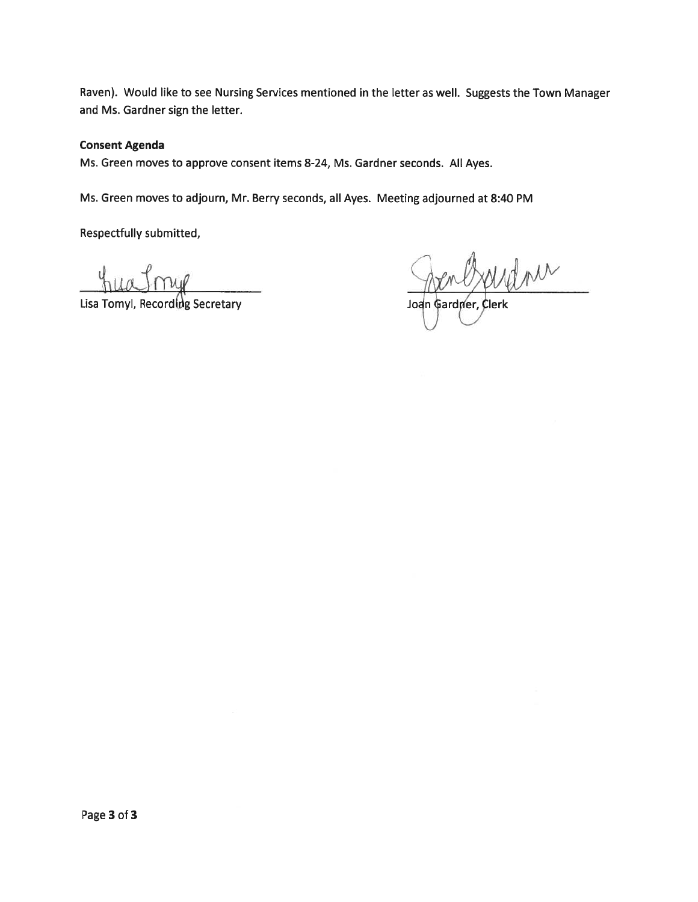Raven). Would like to see Nursing Services mentioned in the letter as well. Suggests the Town Manager and Ms. Gardner sign the letter.

**Consent Agenda**

Ms. Green moves to approve consent items 8-24, Ms. Gardner seconds. All Ayes.

Ms. Green moves to adjourn, Mr. Berry seconds, all Ayes. Meeting adjourned at 8:40 PM

Respectfully submitted,

Lisa Tomyl, Recording Secretary

Joan Gardner, Clerk